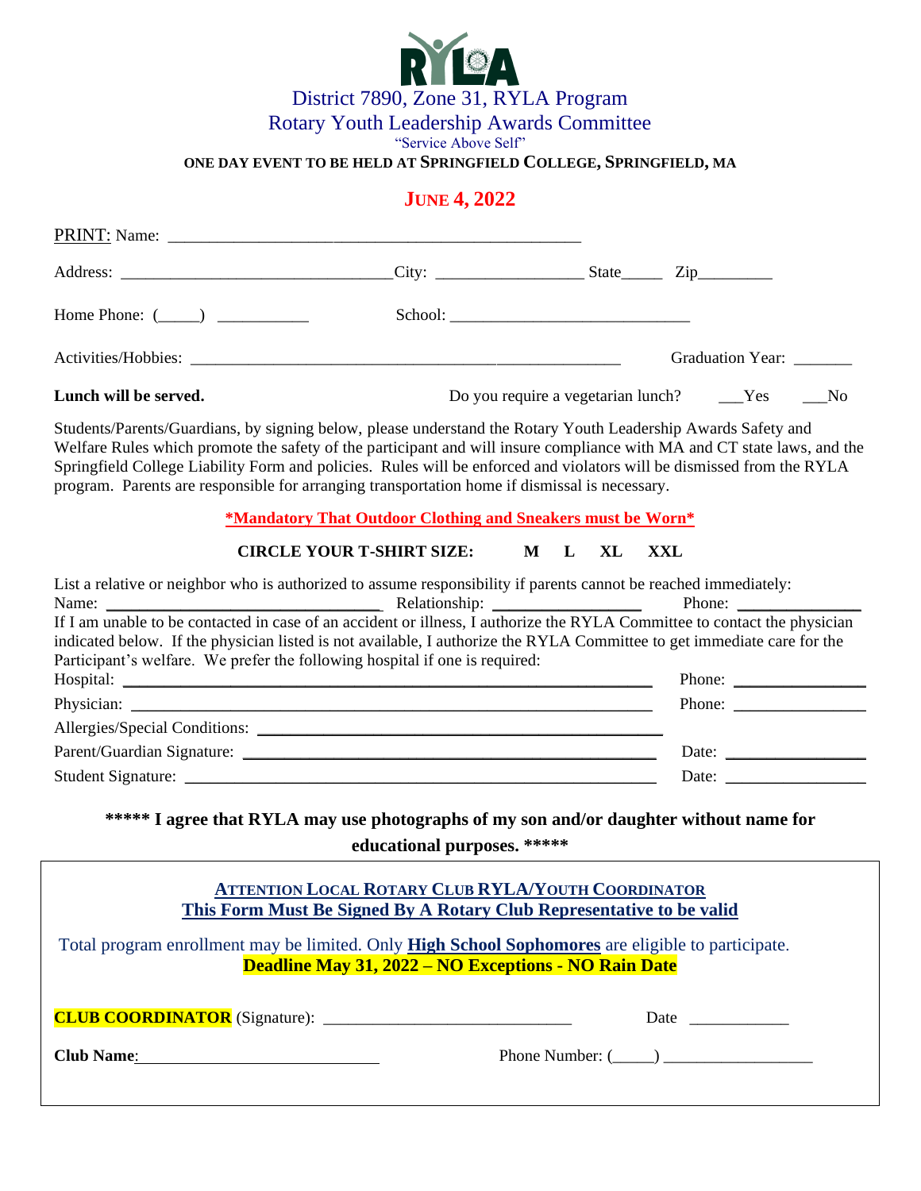# RYLA

District 7890, Zone 31, RYLA Program

Rotary Youth Leadership Awards Committee

"Service Above Self"

**ONE DAY EVENT TO BE HELD AT SPRINGFIELD COLLEGE, SPRINGFIELD, MA**

## JUNE 4, 2022

PRINT: Name: ________________________________________________

Address: ________________________________City: _________________ State_____ Zip_________

Home Phone: (_____) ___________ School: ____________________________

Activities/Hobbies: ___________________________________________________ Graduation Year: _______

**Lunch will be served.** Do you require a vegetarian lunch? ___Yes ___No

Students/Parents/Guardians, by signing below, please understand the Rotary Youth Leadership Awards Safety and Welfare Rules which promote the safety of the participant and will insure compliance with MA and CT state laws, and the Springfield College Liability Form and policies. Rules will be enforced and violators will be dismissed from the RYLA program. Parents are responsible for arranging transportation home if dismissal is necessary.

**\*Mandatory That Outdoor Clothing and Sneakers must be Worn\***

**CIRCLE YOUR T-SHIRT SIZE: M L XL XXL**

List a relative or neighbor who is authorized to assume responsibility if parents cannot be reached immediately:
Name: ________________________ Relationship: ______________ Phone: ____________

If I am unable to be contacted in case of an accident or illness, I authorize the RYLA Committee to contact the physician indicated below. If the physician listed is not available, I authorize the RYLA Committee to get immediate care for the Participant's welfare. We prefer the following hospital if one is required:

Hospital: ______________________________________________ Phone: ____________

Physician: ______________________________________________ Phone: ____________

Allergies/Special Conditions: ____________________________________

Parent/Guardian Signature: ____________________________________ Date: ____________

Student Signature: __________________________________________ Date: ____________

**\*\*\*\*\* I agree that RYLA may use photographs of my son and/or daughter without name for educational purposes. \*\*\*\*\***

---

**ATTENTION LOCAL ROTARY CLUB RYLA/YOUTH COORDINATOR**

**This Form Must Be Signed By A Rotary Club Representative to be valid**

Total program enrollment may be limited. Only **High School Sophomores** are eligible to participate.

**Deadline May 31, 2022 – NO Exceptions - NO Rain Date**

**CLUB COORDINATOR** (Signature): ____________________________ Date ____________

**Club Name**:____________________________ Phone Number: (_____) __________________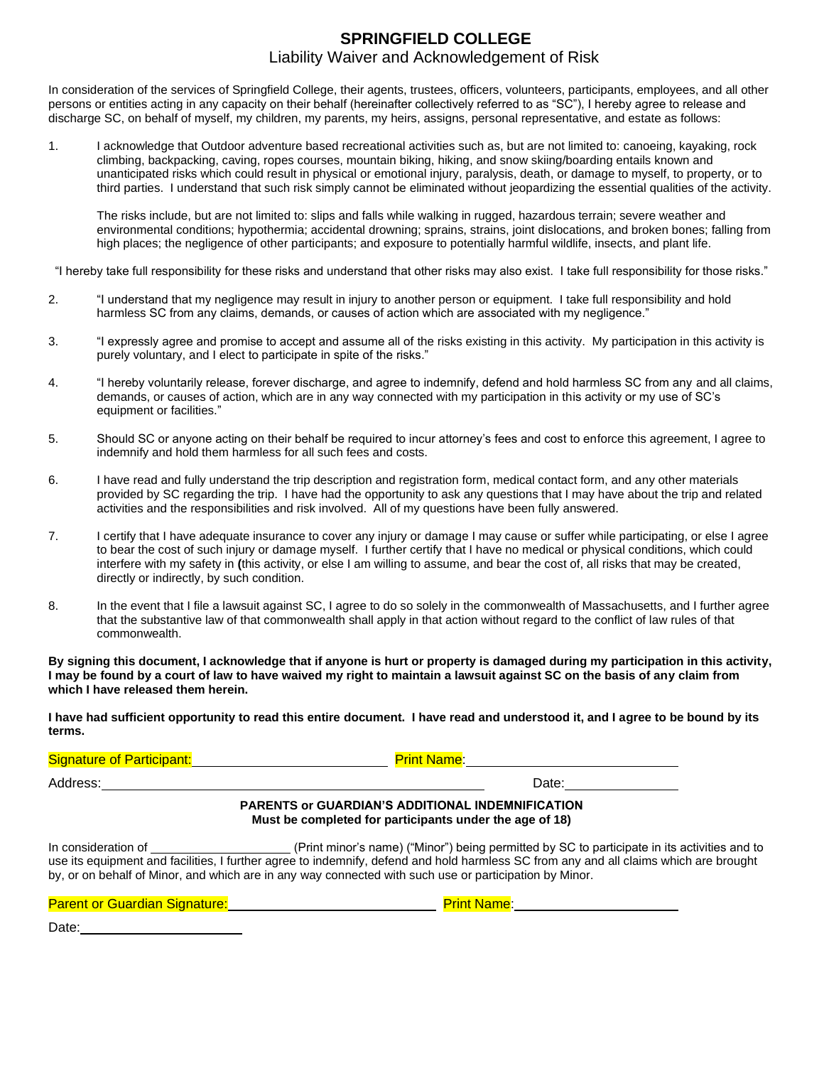# SPRINGFIELD COLLEGE

## Liability Waiver and Acknowledgement of Risk

In consideration of the services of Springfield College, their agents, trustees, officers, volunteers, participants, employees, and all other persons or entities acting in any capacity on their behalf (hereinafter collectively referred to as "SC"), I hereby agree to release and discharge SC, on behalf of myself, my children, my parents, my heirs, assigns, personal representative, and estate as follows:

1. I acknowledge that Outdoor adventure based recreational activities such as, but are not limited to: canoeing, kayaking, rock climbing, backpacking, caving, ropes courses, mountain biking, hiking, and snow skiing/boarding entails known and unanticipated risks which could result in physical or emotional injury, paralysis, death, or damage to myself, to property, or to third parties. I understand that such risk simply cannot be eliminated without jeopardizing the essential qualities of the activity.

   The risks include, but are not limited to: slips and falls while walking in rugged, hazardous terrain; severe weather and environmental conditions; hypothermia; accidental drowning; sprains, strains, joint dislocations, and broken bones; falling from high places; the negligence of other participants; and exposure to potentially harmful wildlife, insects, and plant life.

"I hereby take full responsibility for these risks and understand that other risks may also exist. I take full responsibility for those risks."

2. "I understand that my negligence may result in injury to another person or equipment. I take full responsibility and hold harmless SC from any claims, demands, or causes of action which are associated with my negligence."

3. "I expressly agree and promise to accept and assume all of the risks existing in this activity. My participation in this activity is purely voluntary, and I elect to participate in spite of the risks."

4. "I hereby voluntarily release, forever discharge, and agree to indemnify, defend and hold harmless SC from any and all claims, demands, or causes of action, which are in any way connected with my participation in this activity or my use of SC's equipment or facilities."

5. Should SC or anyone acting on their behalf be required to incur attorney's fees and cost to enforce this agreement, I agree to indemnify and hold them harmless for all such fees and costs.

6. I have read and fully understand the trip description and registration form, medical contact form, and any other materials provided by SC regarding the trip. I have had the opportunity to ask any questions that I may have about the trip and related activities and the responsibilities and risk involved. All of my questions have been fully answered.

7. I certify that I have adequate insurance to cover any injury or damage I may cause or suffer while participating, or else I agree to bear the cost of such injury or damage myself. I further certify that I have no medical or physical conditions, which could interfere with my safety in **(**this activity, or else I am willing to assume, and bear the cost of, all risks that may be created, directly or indirectly, by such condition.

8. In the event that I file a lawsuit against SC, I agree to do so solely in the commonwealth of Massachusetts, and I further agree that the substantive law of that commonwealth shall apply in that action without regard to the conflict of law rules of that commonwealth.

**By signing this document, I acknowledge that if anyone is hurt or property is damaged during my participation in this activity, I may be found by a court of law to have waived my right to maintain a lawsuit against SC on the basis of any claim from which I have released them herein.**

**I have had sufficient opportunity to read this entire document. I have read and understood it, and I agree to be bound by its terms.**

Signature of Participant: ______________________ Print Name: ______________________

Address: ______________________________________ Date: ______________

**PARENTS or GUARDIAN'S ADDITIONAL INDEMNIFICATION**
**Must be completed for participants under the age of 18)**

In consideration of ____________________ (Print minor's name) ("Minor") being permitted by SC to participate in its activities and to use its equipment and facilities, I further agree to indemnify, defend and hold harmless SC from any and all claims which are brought by, or on behalf of Minor, and which are in any way connected with such use or participation by Minor.

Parent or Guardian Signature: ______________________ Print Name: ______________________

Date: ____________________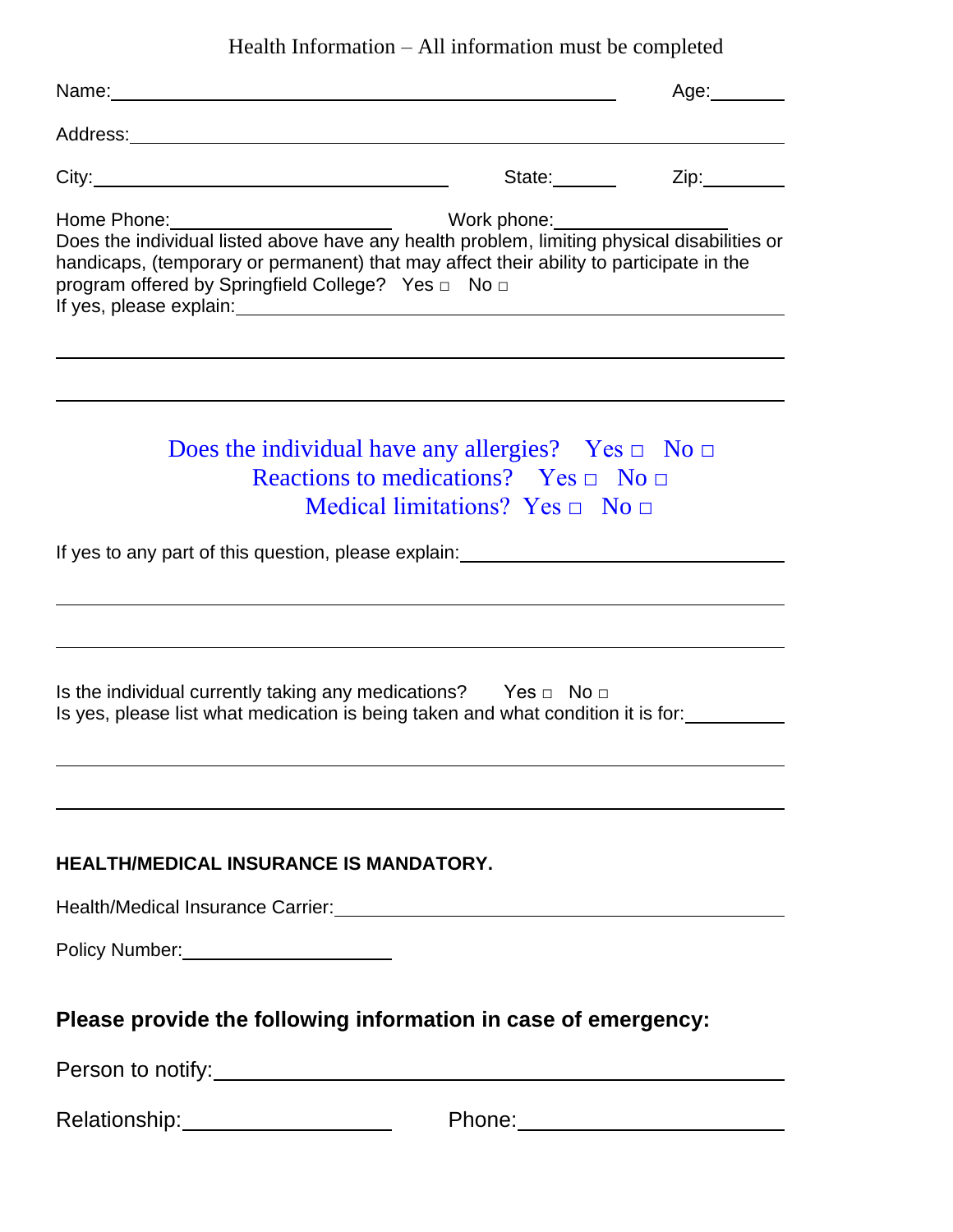Health Information – All information must be completed

Name:_______________________________________________ Age:_______

Address:_______________________________________________________________

City:______________________________ State:______ Zip:________

Home Phone:____________________ Work phone:________________

Does the individual listed above have any health problem, limiting physical disabilities or handicaps, (temporary or permanent) that may affect their ability to participate in the program offered by Springfield College? Yes □ No □

If yes, please explain:_______________________________________________

_______________________________________________________________

_______________________________________________________________

Does the individual have any allergies? Yes □ No □
Reactions to medications? Yes □ No □
Medical limitations? Yes □ No □

If yes to any part of this question, please explain:_____________________________

_______________________________________________________________

_______________________________________________________________

Is the individual currently taking any medications? Yes □ No □
Is yes, please list what medication is being taken and what condition it is for:________

_______________________________________________________________

_______________________________________________________________

**HEALTH/MEDICAL INSURANCE IS MANDATORY.**

Health/Medical Insurance Carrier:_____________________________________

Policy Number:____________________

**Please provide the following information in case of emergency:**

Person to notify:_____________________________________________

Relationship:__________________ Phone:______________________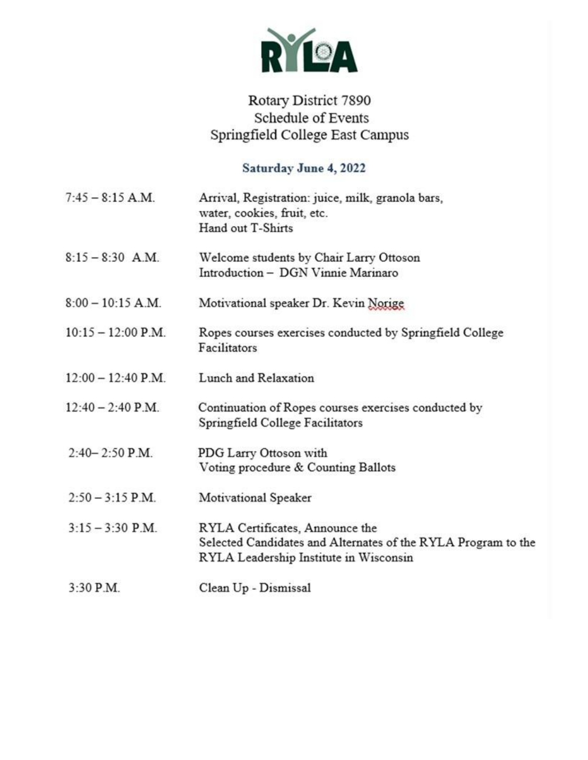# RYLA

Rotary District 7890
Schedule of Events
Springfield College East Campus

## Saturday June 4, 2022

| | |
|---|---|
| 7:45 – 8:15 A.M. | Arrival, Registration: juice, milk, granola bars, water, cookies, fruit, etc.<br>Hand out T-Shirts |
| 8:15 – 8:30 A.M. | Welcome students by Chair Larry Ottoson<br>Introduction – DGN Vinnie Marinaro |
| 8:00 – 10:15 A.M. | Motivational speaker Dr. Kevin Norige |
| 10:15 – 12:00 P.M. | Ropes courses exercises conducted by Springfield College Facilitators |
| 12:00 – 12:40 P.M. | Lunch and Relaxation |
| 12:40 – 2:40 P.M. | Continuation of Ropes courses exercises conducted by Springfield College Facilitators |
| 2:40– 2:50 P.M. | PDG Larry Ottoson with<br>Voting procedure & Counting Ballots |
| 2:50 – 3:15 P.M. | Motivational Speaker |
| 3:15 – 3:30 P.M. | RYLA Certificates, Announce the Selected Candidates and Alternates of the RYLA Program to the RYLA Leadership Institute in Wisconsin |
| 3:30 P.M. | Clean Up - Dismissal |